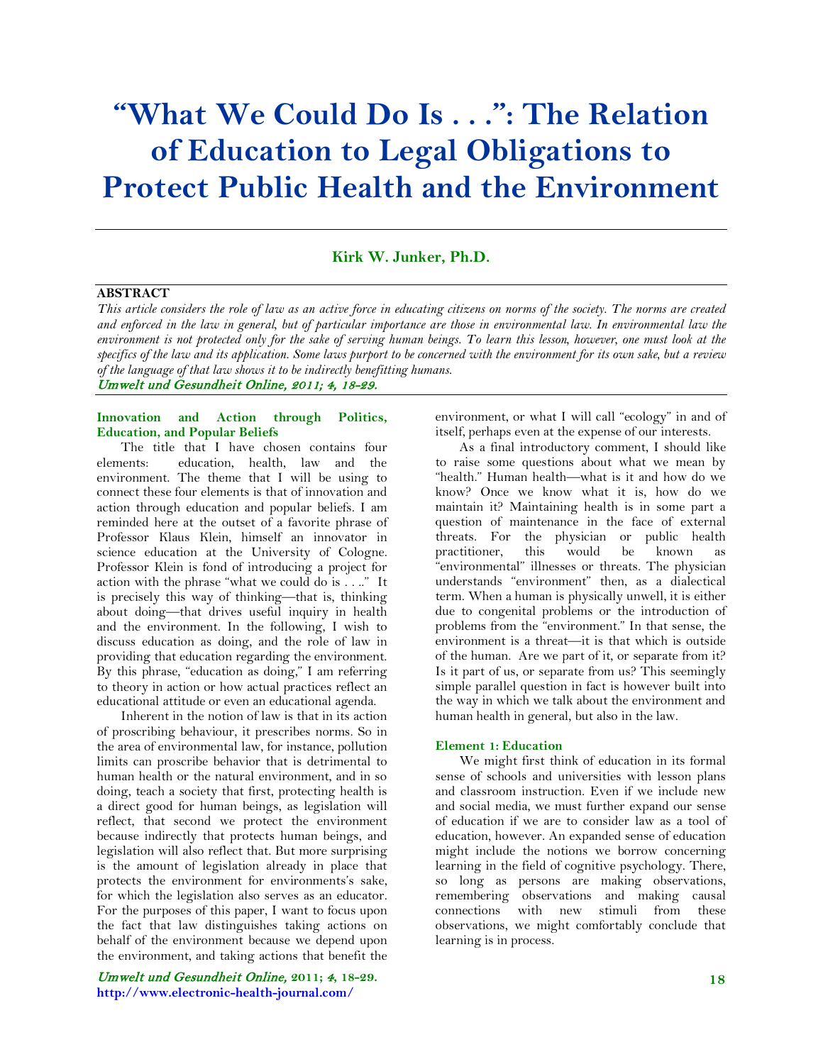# "What We Could Do Is . . .": The Relation of Education to Legal Obligations to Protect Public Health and the Environment

**Kirk W. Junker, Ph.D.**

**ABSTRACT**

*This article considers the role of law as an active force in educating citizens on norms of the society. The norms are created and enforced in the law in general, but of particular importance are those in environmental law. In environmental law the environment is not protected only for the sake of serving human beings. To learn this lesson, however, one must look at the specifics of the law and its application. Some laws purport to be concerned with the environment for its own sake, but a review of the language of that law shows it to be indirectly benefitting humans.*

*Umwelt und Gesundheit Online, 2011; 4, 18-29.*

### Innovation and Action through Politics, Education, and Popular Beliefs

The title that I have chosen contains four elements: education, health, law and the environment. The theme that I will be using to connect these four elements is that of innovation and action through education and popular beliefs. I am reminded here at the outset of a favorite phrase of Professor Klaus Klein, himself an innovator in science education at the University of Cologne. Professor Klein is fond of introducing a project for action with the phrase "what we could do is . . .." It is precisely this way of thinking—that is, thinking about doing—that drives useful inquiry in health and the environment. In the following, I wish to discuss education as doing, and the role of law in providing that education regarding the environment. By this phrase, "education as doing," I am referring to theory in action or how actual practices reflect an educational attitude or even an educational agenda.

Inherent in the notion of law is that in its action of proscribing behaviour, it prescribes norms. So in the area of environmental law, for instance, pollution limits can proscribe behavior that is detrimental to human health or the natural environment, and in so doing, teach a society that first, protecting health is a direct good for human beings, as legislation will reflect, that second we protect the environment because indirectly that protects human beings, and legislation will also reflect that. But more surprising is the amount of legislation already in place that protects the environment for environments's sake, for which the legislation also serves as an educator. For the purposes of this paper, I want to focus upon the fact that law distinguishes taking actions on behalf of the environment because we depend upon the environment, and taking actions that benefit the environment, or what I will call "ecology" in and of itself, perhaps even at the expense of our interests.

As a final introductory comment, I should like to raise some questions about what we mean by "health." Human health—what is it and how do we know? Once we know what it is, how do we maintain it? Maintaining health is in some part a question of maintenance in the face of external threats. For the physician or public health practitioner, this would be known as "environmental" illnesses or threats. The physician understands "environment" then, as a dialectical term. When a human is physically unwell, it is either due to congenital problems or the introduction of problems from the "environment." In that sense, the environment is a threat—it is that which is outside of the human. Are we part of it, or separate from it? Is it part of us, or separate from us? This seemingly simple parallel question in fact is however built into the way in which we talk about the environment and human health in general, but also in the law.

### Element 1: Education

We might first think of education in its formal sense of schools and universities with lesson plans and classroom instruction. Even if we include new and social media, we must further expand our sense of education if we are to consider law as a tool of education, however. An expanded sense of education might include the notions we borrow concerning learning in the field of cognitive psychology. There, so long as persons are making observations, remembering observations and making causal connections with new stimuli from these observations, we might comfortably conclude that learning is in process.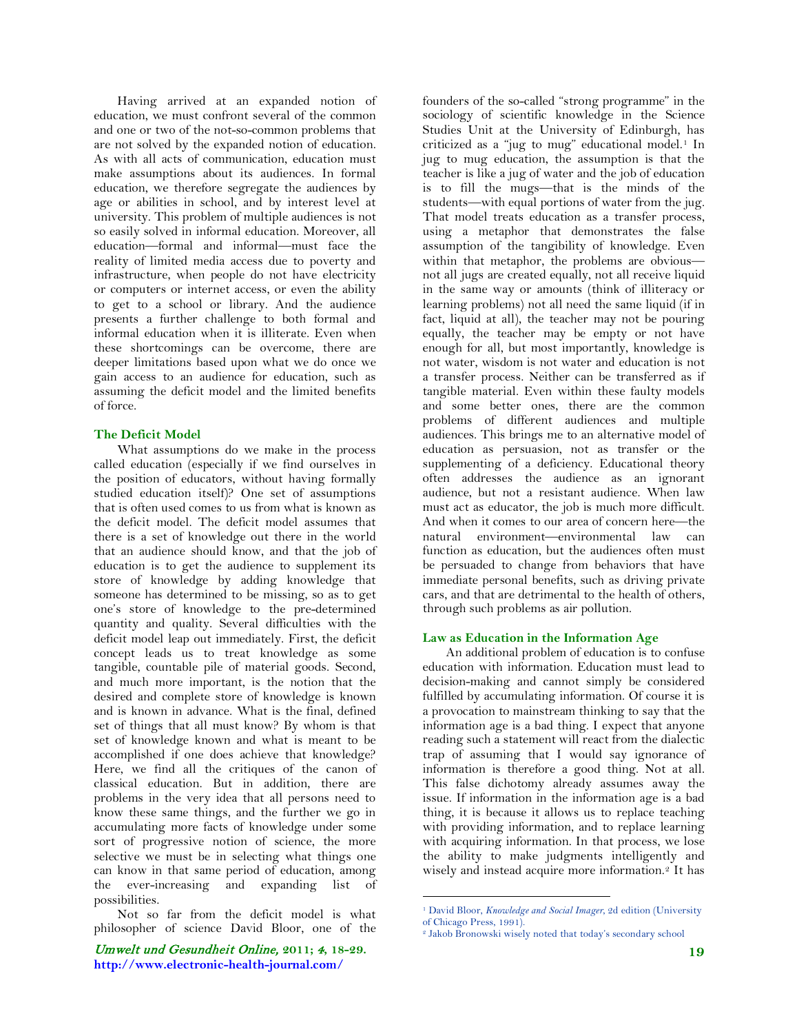Having arrived at an expanded notion of education, we must confront several of the common and one or two of the not-so-common problems that are not solved by the expanded notion of education. As with all acts of communication, education must make assumptions about its audiences. In formal education, we therefore segregate the audiences by age or abilities in school, and by interest level at university. This problem of multiple audiences is not so easily solved in informal education. Moreover, all education—formal and informal—must face the reality of limited media access due to poverty and infrastructure, when people do not have electricity or computers or internet access, or even the ability to get to a school or library. And the audience presents a further challenge to both formal and informal education when it is illiterate. Even when these shortcomings can be overcome, there are deeper limitations based upon what we do once we gain access to an audience for education, such as assuming the deficit model and the limited benefits of force.

## The Deficit Model

What assumptions do we make in the process called education (especially if we find ourselves in the position of educators, without having formally studied education itself)? One set of assumptions that is often used comes to us from what is known as the deficit model. The deficit model assumes that there is a set of knowledge out there in the world that an audience should know, and that the job of education is to get the audience to supplement its store of knowledge by adding knowledge that someone has determined to be missing, so as to get one's store of knowledge to the pre-determined quantity and quality. Several difficulties with the deficit model leap out immediately. First, the deficit concept leads us to treat knowledge as some tangible, countable pile of material goods. Second, and much more important, is the notion that the desired and complete store of knowledge is known and is known in advance. What is the final, defined set of things that all must know? By whom is that set of knowledge known and what is meant to be accomplished if one does achieve that knowledge? Here, we find all the critiques of the canon of classical education. But in addition, there are problems in the very idea that all persons need to know these same things, and the further we go in accumulating more facts of knowledge under some sort of progressive notion of science, the more selective we must be in selecting what things one can know in that same period of education, among the ever-increasing and expanding list of possibilities.

Not so far from the deficit model is what philosopher of science David Bloor, one of the founders of the so-called "strong programme" in the sociology of scientific knowledge in the Science Studies Unit at the University of Edinburgh, has criticized as a "jug to mug" educational model.[1] In jug to mug education, the assumption is that the teacher is like a jug of water and the job of education is to fill the mugs—that is the minds of the students—with equal portions of water from the jug. That model treats education as a transfer process, using a metaphor that demonstrates the false assumption of the tangibility of knowledge. Even within that metaphor, the problems are obvious—not all jugs are created equally, not all receive liquid in the same way or amounts (think of illiteracy or learning problems) not all need the same liquid (if in fact, liquid at all), the teacher may not be pouring equally, the teacher may be empty or not have enough for all, but most importantly, knowledge is not water, wisdom is not water and education is not a transfer process. Neither can be transferred as if tangible material. Even within these faulty models and some better ones, there are the common problems of different audiences and multiple audiences. This brings me to an alternative model of education as persuasion, not as transfer or the supplementing of a deficiency. Educational theory often addresses the audience as an ignorant audience, but not a resistant audience. When law must act as educator, the job is much more difficult. And when it comes to our area of concern here—the natural environment—environmental law can function as education, but the audiences often must be persuaded to change from behaviors that have immediate personal benefits, such as driving private cars, and that are detrimental to the health of others, through such problems as air pollution.

## Law as Education in the Information Age

An additional problem of education is to confuse education with information. Education must lead to decision-making and cannot simply be considered fulfilled by accumulating information. Of course it is a provocation to mainstream thinking to say that the information age is a bad thing. I expect that anyone reading such a statement will react from the dialectic trap of assuming that I would say ignorance of information is therefore a good thing. Not at all. This false dichotomy already assumes away the issue. If information in the information age is a bad thing, it is because it allows us to replace teaching with providing information, and to replace learning with acquiring information. In that process, we lose the ability to make judgments intelligently and wisely and instead acquire more information.[2] It has

---

[1] David Bloor, *Knowledge and Social Imager*, 2d edition (University of Chicago Press, 1991).

[2] Jakob Bronowski wisely noted that today's secondary school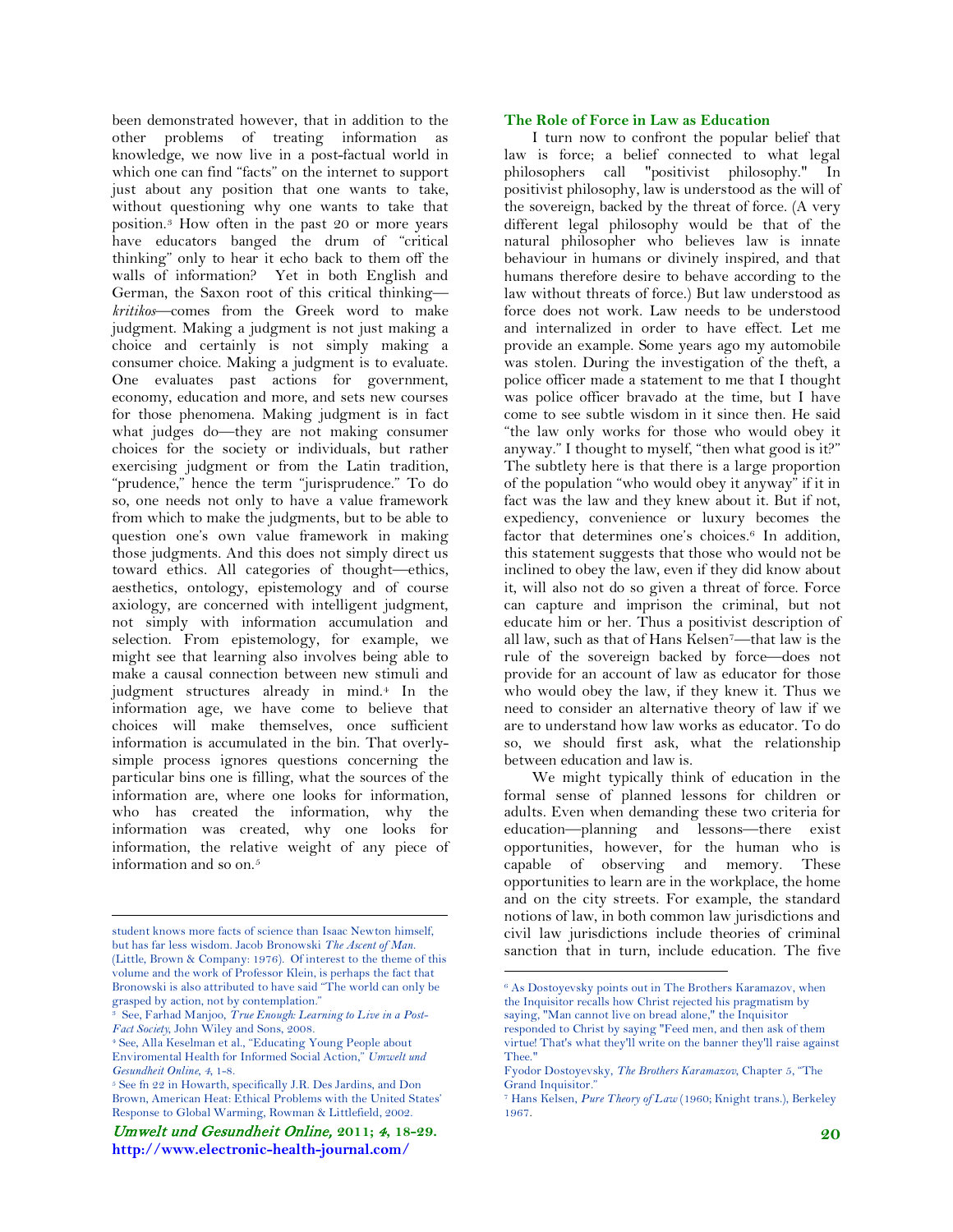been demonstrated however, that in addition to the other problems of treating information as knowledge, we now live in a post-factual world in which one can find "facts" on the internet to support just about any position that one wants to take, without questioning why one wants to take that position.[3] How often in the past 20 or more years have educators banged the drum of "critical thinking" only to hear it echo back to them off the walls of information? Yet in both English and German, the Saxon root of this critical thinking—*kritikos*—comes from the Greek word to make judgment. Making a judgment is not just making a choice and certainly is not simply making a consumer choice. Making a judgment is to evaluate. One evaluates past actions for government, economy, education and more, and sets new courses for those phenomena. Making judgment is in fact what judges do—they are not making consumer choices for the society or individuals, but rather exercising judgment or from the Latin tradition, "prudence," hence the term "jurisprudence." To do so, one needs not only to have a value framework from which to make the judgments, but to be able to question one's own value framework in making those judgments. And this does not simply direct us toward ethics. All categories of thought—ethics, aesthetics, ontology, epistemology and of course axiology, are concerned with intelligent judgment, not simply with information accumulation and selection. From epistemology, for example, we might see that learning also involves being able to make a causal connection between new stimuli and judgment structures already in mind.[4] In the information age, we have come to believe that choices will make themselves, once sufficient information is accumulated in the bin. That overly-simple process ignores questions concerning the particular bins one is filling, what the sources of the information are, where one looks for information, who has created the information, why the information was created, why one looks for information, the relative weight of any piece of information and so on.[5]

## The Role of Force in Law as Education

I turn now to confront the popular belief that law is force; a belief connected to what legal philosophers call "positivist philosophy." In positivist philosophy, law is understood as the will of the sovereign, backed by the threat of force. (A very different legal philosophy would be that of the natural philosopher who believes law is innate behaviour in humans or divinely inspired, and that humans therefore desire to behave according to the law without threats of force.) But law understood as force does not work. Law needs to be understood and internalized in order to have effect. Let me provide an example. Some years ago my automobile was stolen. During the investigation of the theft, a police officer made a statement to me that I thought was police officer bravado at the time, but I have come to see subtle wisdom in it since then. He said "the law only works for those who would obey it anyway." I thought to myself, "then what good is it?" The subtlety here is that there is a large proportion of the population "who would obey it anyway" if it in fact was the law and they knew about it. But if not, expediency, convenience or luxury becomes the factor that determines one's choices.[6] In addition, this statement suggests that those who would not be inclined to obey the law, even if they did know about it, will also not do so given a threat of force. Force can capture and imprison the criminal, but not educate him or her. Thus a positivist description of all law, such as that of Hans Kelsen[7]—that law is the rule of the sovereign backed by force—does not provide for an account of law as educator for those who would obey the law, if they knew it. Thus we need to consider an alternative theory of law if we are to understand how law works as educator. To do so, we should first ask, what the relationship between education and law is.

We might typically think of education in the formal sense of planned lessons for children or adults. Even when demanding these two criteria for education—planning and lessons—there exist opportunities, however, for the human who is capable of observing and memory. These opportunities to learn are in the workplace, the home and on the city streets. For example, the standard notions of law, in both common law jurisdictions and civil law jurisdictions include theories of criminal sanction that in turn, include education. The five

---

student knows more facts of science than Isaac Newton himself, but has far less wisdom. Jacob Bronowski *The Ascent of Man.* (Little, Brown & Company: 1976). Of interest to the theme of this volume and the work of Professor Klein, is perhaps the fact that Bronowski is also attributed to have said "The world can only be grasped by action, not by contemplation."

[3] See, Farhad Manjoo, *True Enough: Learning to Live in a Post-Fact Society*, John Wiley and Sons, 2008.

[4] See, Alla Keselman et al., "Educating Young People about Enviromental Health for Informed Social Action," *Umwelt und Gesundheit Online, 4*, 1-8.

[5] See fn 22 in Howarth, specifically J.R. Des Jardins, and Don Brown, American Heat: Ethical Problems with the United States' Response to Global Warming, Rowman & Littlefield, 2002.

[6] As Dostoyevsky points out in The Brothers Karamazov, when the Inquisitor recalls how Christ rejected his pragmatism by saying, "Man cannot live on bread alone," the Inquisitor responded to Christ by saying "Feed men, and then ask of them virtue! That's what they'll write on the banner they'll raise against Thee."
Fyodor Dostoyevsky, *The Brothers Karamazov,* Chapter 5, "The Grand Inquisitor."

[7] Hans Kelsen, *Pure Theory of Law* (1960; Knight trans.), Berkeley 1967.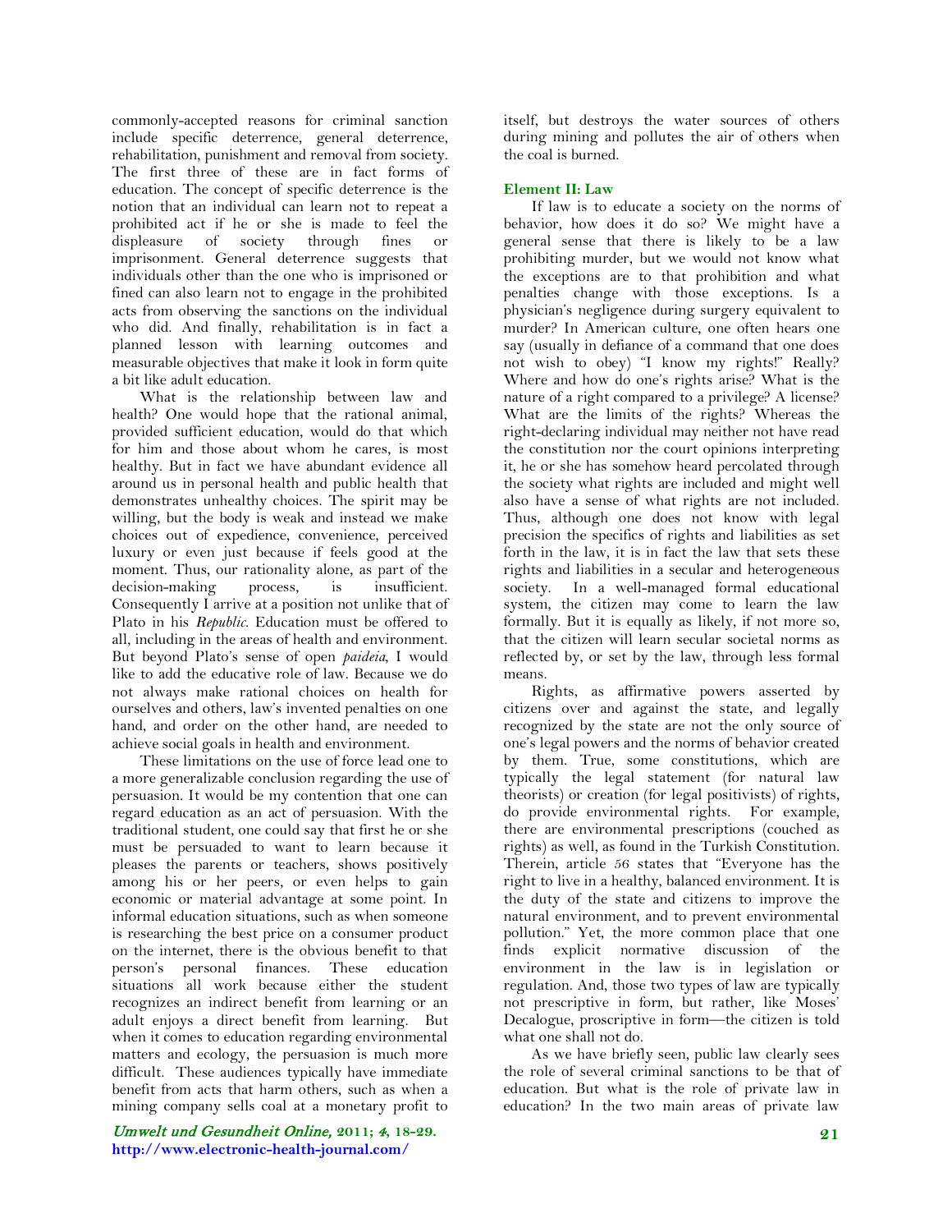commonly-accepted reasons for criminal sanction include specific deterrence, general deterrence, rehabilitation, punishment and removal from society. The first three of these are in fact forms of education. The concept of specific deterrence is the notion that an individual can learn not to repeat a prohibited act if he or she is made to feel the displeasure of society through fines or imprisonment. General deterrence suggests that individuals other than the one who is imprisoned or fined can also learn not to engage in the prohibited acts from observing the sanctions on the individual who did. And finally, rehabilitation is in fact a planned lesson with learning outcomes and measurable objectives that make it look in form quite a bit like adult education.

What is the relationship between law and health? One would hope that the rational animal, provided sufficient education, would do that which for him and those about whom he cares, is most healthy. But in fact we have abundant evidence all around us in personal health and public health that demonstrates unhealthy choices. The spirit may be willing, but the body is weak and instead we make choices out of expedience, convenience, perceived luxury or even just because if feels good at the moment. Thus, our rationality alone, as part of the decision-making process, is insufficient. Consequently I arrive at a position not unlike that of Plato in his *Republic*. Education must be offered to all, including in the areas of health and environment. But beyond Plato's sense of open *paideia*, I would like to add the educative role of law. Because we do not always make rational choices on health for ourselves and others, law's invented penalties on one hand, and order on the other hand, are needed to achieve social goals in health and environment.

These limitations on the use of force lead one to a more generalizable conclusion regarding the use of persuasion. It would be my contention that one can regard education as an act of persuasion. With the traditional student, one could say that first he or she must be persuaded to want to learn because it pleases the parents or teachers, shows positively among his or her peers, or even helps to gain economic or material advantage at some point. In informal education situations, such as when someone is researching the best price on a consumer product on the internet, there is the obvious benefit to that person's personal finances. These education situations all work because either the student recognizes an indirect benefit from learning or an adult enjoys a direct benefit from learning. But when it comes to education regarding environmental matters and ecology, the persuasion is much more difficult. These audiences typically have immediate benefit from acts that harm others, such as when a mining company sells coal at a monetary profit to itself, but destroys the water sources of others during mining and pollutes the air of others when the coal is burned.

## Element II: Law

If law is to educate a society on the norms of behavior, how does it do so? We might have a general sense that there is likely to be a law prohibiting murder, but we would not know what the exceptions are to that prohibition and what penalties change with those exceptions. Is a physician's negligence during surgery equivalent to murder? In American culture, one often hears one say (usually in defiance of a command that one does not wish to obey) "I know my rights!" Really? Where and how do one's rights arise? What is the nature of a right compared to a privilege? A license? What are the limits of the rights? Whereas the right-declaring individual may neither not have read the constitution nor the court opinions interpreting it, he or she has somehow heard percolated through the society what rights are included and might well also have a sense of what rights are not included. Thus, although one does not know with legal precision the specifics of rights and liabilities as set forth in the law, it is in fact the law that sets these rights and liabilities in a secular and heterogeneous society. In a well-managed formal educational system, the citizen may come to learn the law formally. But it is equally as likely, if not more so, that the citizen will learn secular societal norms as reflected by, or set by the law, through less formal means.

Rights, as affirmative powers asserted by citizens over and against the state, and legally recognized by the state are not the only source of one's legal powers and the norms of behavior created by them. True, some constitutions, which are typically the legal statement (for natural law theorists) or creation (for legal positivists) of rights, do provide environmental rights. For example, there are environmental prescriptions (couched as rights) as well, as found in the Turkish Constitution. Therein, article 56 states that "Everyone has the right to live in a healthy, balanced environment. It is the duty of the state and citizens to improve the natural environment, and to prevent environmental pollution." Yet, the more common place that one finds explicit normative discussion of the environment in the law is in legislation or regulation. And, those two types of law are typically not prescriptive in form, but rather, like Moses' Decalogue, proscriptive in form—the citizen is told what one shall not do.

As we have briefly seen, public law clearly sees the role of several criminal sanctions to be that of education. But what is the role of private law in education? In the two main areas of private law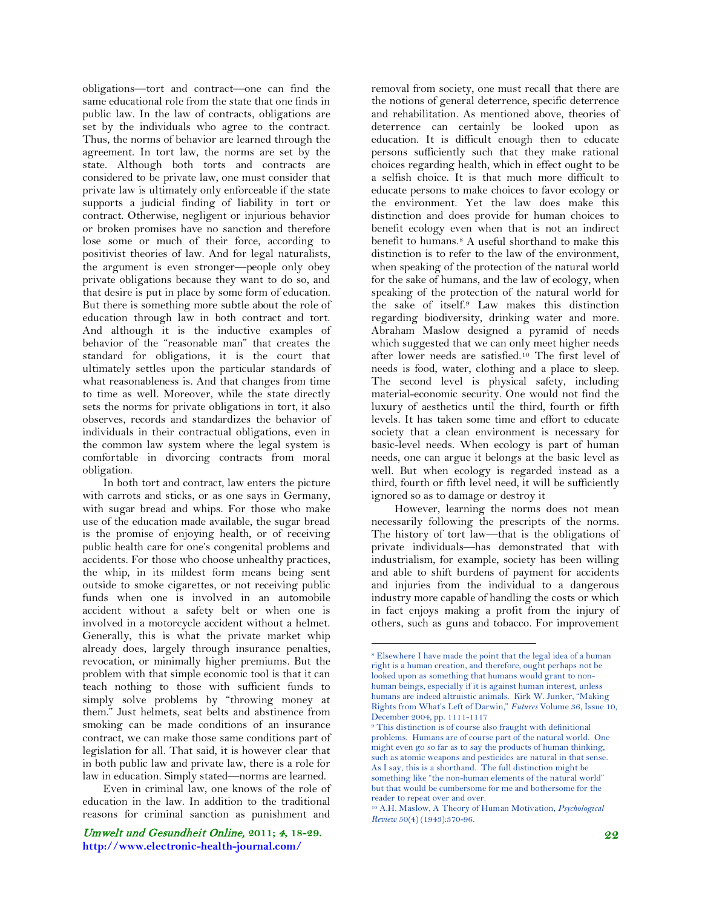obligations—tort and contract—one can find the same educational role from the state that one finds in public law. In the law of contracts, obligations are set by the individuals who agree to the contract. Thus, the norms of behavior are learned through the agreement. In tort law, the norms are set by the state. Although both torts and contracts are considered to be private law, one must consider that private law is ultimately only enforceable if the state supports a judicial finding of liability in tort or contract. Otherwise, negligent or injurious behavior or broken promises have no sanction and therefore lose some or much of their force, according to positivist theories of law. And for legal naturalists, the argument is even stronger—people only obey private obligations because they want to do so, and that desire is put in place by some form of education. But there is something more subtle about the role of education through law in both contract and tort. And although it is the inductive examples of behavior of the "reasonable man" that creates the standard for obligations, it is the court that ultimately settles upon the particular standards of what reasonableness is. And that changes from time to time as well. Moreover, while the state directly sets the norms for private obligations in tort, it also observes, records and standardizes the behavior of individuals in their contractual obligations, even in the common law system where the legal system is comfortable in divorcing contracts from moral obligation.

In both tort and contract, law enters the picture with carrots and sticks, or as one says in Germany, with sugar bread and whips. For those who make use of the education made available, the sugar bread is the promise of enjoying health, or of receiving public health care for one's congenital problems and accidents. For those who choose unhealthy practices, the whip, in its mildest form means being sent outside to smoke cigarettes, or not receiving public funds when one is involved in an automobile accident without a safety belt or when one is involved in a motorcycle accident without a helmet. Generally, this is what the private market whip already does, largely through insurance penalties, revocation, or minimally higher premiums. But the problem with that simple economic tool is that it can teach nothing to those with sufficient funds to simply solve problems by "throwing money at them." Just helmets, seat belts and abstinence from smoking can be made conditions of an insurance contract, we can make those same conditions part of legislation for all. That said, it is however clear that in both public law and private law, there is a role for law in education. Simply stated—norms are learned.

Even in criminal law, one knows of the role of education in the law. In addition to the traditional reasons for criminal sanction as punishment and removal from society, one must recall that there are the notions of general deterrence, specific deterrence and rehabilitation. As mentioned above, theories of deterrence can certainly be looked upon as education. It is difficult enough then to educate persons sufficiently such that they make rational choices regarding health, which in effect ought to be a selfish choice. It is that much more difficult to educate persons to make choices to favor ecology or the environment. Yet the law does make this distinction and does provide for human choices to benefit ecology even when that is not an indirect benefit to humans.[8] A useful shorthand to make this distinction is to refer to the law of the environment, when speaking of the protection of the natural world for the sake of humans, and the law of ecology, when speaking of the protection of the natural world for the sake of itself.[9] Law makes this distinction regarding biodiversity, drinking water and more. Abraham Maslow designed a pyramid of needs which suggested that we can only meet higher needs after lower needs are satisfied.[10] The first level of needs is food, water, clothing and a place to sleep. The second level is physical safety, including material-economic security. One would not find the luxury of aesthetics until the third, fourth or fifth levels. It has taken some time and effort to educate society that a clean environment is necessary for basic-level needs. When ecology is part of human needs, one can argue it belongs at the basic level as well. But when ecology is regarded instead as a third, fourth or fifth level need, it will be sufficiently ignored so as to damage or destroy it

However, learning the norms does not mean necessarily following the prescripts of the norms. The history of tort law—that is the obligations of private individuals—has demonstrated that with industrialism, for example, society has been willing and able to shift burdens of payment for accidents and injuries from the individual to a dangerous industry more capable of handling the costs or which in fact enjoys making a profit from the injury of others, such as guns and tobacco. For improvement

---

[8] Elsewhere I have made the point that the legal idea of a human right is a human creation, and therefore, ought perhaps not be looked upon as something that humans would grant to non-human beings, especially if it is against human interest, unless humans are indeed altruistic animals. Kirk W. Junker, "Making Rights from What's Left of Darwin," *Futures* Volume 36, Issue 10, December 2004, pp. 1111-1117

[9] This distinction is of course also fraught with definitional problems. Humans are of course part of the natural world. One might even go so far as to say the products of human thinking, such as atomic weapons and pesticides are natural in that sense. As I say, this is a shorthand. The full distinction might be something like "the non-human elements of the natural world" but that would be cumbersome for me and bothersome for the reader to repeat over and over.

[10] A.H. Maslow, A Theory of Human Motivation, *Psychological Review* 50(4) (1943):370-96.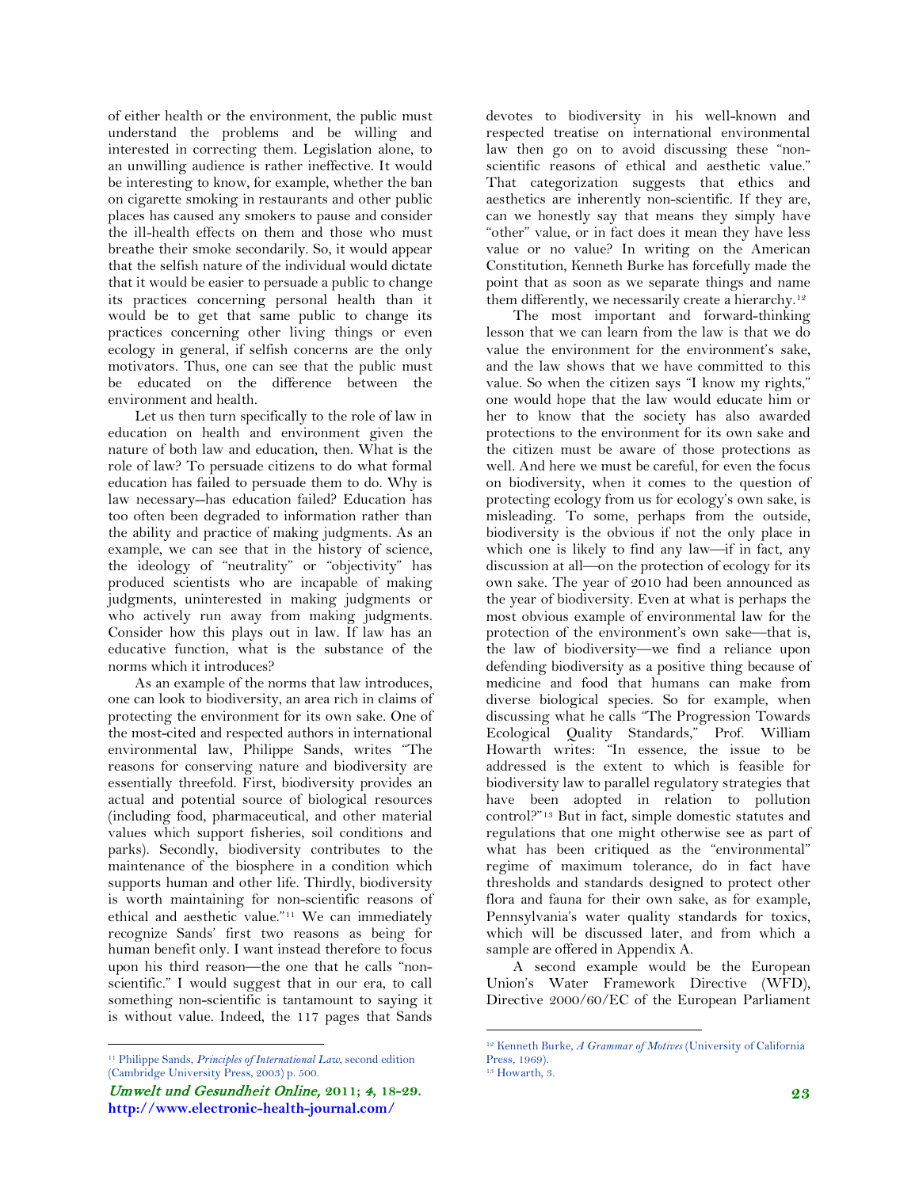of either health or the environment, the public must understand the problems and be willing and interested in correcting them. Legislation alone, to an unwilling audience is rather ineffective. It would be interesting to know, for example, whether the ban on cigarette smoking in restaurants and other public places has caused any smokers to pause and consider the ill-health effects on them and those who must breathe their smoke secondarily. So, it would appear that the selfish nature of the individual would dictate that it would be easier to persuade a public to change its practices concerning personal health than it would be to get that same public to change its practices concerning other living things or even ecology in general, if selfish concerns are the only motivators. Thus, one can see that the public must be educated on the difference between the environment and health.

Let us then turn specifically to the role of law in education on health and environment given the nature of both law and education, then. What is the role of law? To persuade citizens to do what formal education has failed to persuade them to do. Why is law necessary–has education failed? Education has too often been degraded to information rather than the ability and practice of making judgments. As an example, we can see that in the history of science, the ideology of "neutrality" or "objectivity" has produced scientists who are incapable of making judgments, uninterested in making judgments or who actively run away from making judgments. Consider how this plays out in law. If law has an educative function, what is the substance of the norms which it introduces?

As an example of the norms that law introduces, one can look to biodiversity, an area rich in claims of protecting the environment for its own sake. One of the most-cited and respected authors in international environmental law, Philippe Sands, writes "The reasons for conserving nature and biodiversity are essentially threefold. First, biodiversity provides an actual and potential source of biological resources (including food, pharmaceutical, and other material values which support fisheries, soil conditions and parks). Secondly, biodiversity contributes to the maintenance of the biosphere in a condition which supports human and other life. Thirdly, biodiversity is worth maintaining for non-scientific reasons of ethical and aesthetic value."[11] We can immediately recognize Sands' first two reasons as being for human benefit only. I want instead therefore to focus upon his third reason—the one that he calls "non-scientific." I would suggest that in our era, to call something non-scientific is tantamount to saying it is without value. Indeed, the 117 pages that Sands devotes to biodiversity in his well-known and respected treatise on international environmental law then go on to avoid discussing these "non-scientific reasons of ethical and aesthetic value." That categorization suggests that ethics and aesthetics are inherently non-scientific. If they are, can we honestly say that means they simply have "other" value, or in fact does it mean they have less value or no value? In writing on the American Constitution, Kenneth Burke has forcefully made the point that as soon as we separate things and name them differently, we necessarily create a hierarchy.[12]

The most important and forward-thinking lesson that we can learn from the law is that we do value the environment for the environment's sake, and the law shows that we have committed to this value. So when the citizen says "I know my rights," one would hope that the law would educate him or her to know that the society has also awarded protections to the environment for its own sake and the citizen must be aware of those protections as well. And here we must be careful, for even the focus on biodiversity, when it comes to the question of protecting ecology from us for ecology's own sake, is misleading. To some, perhaps from the outside, biodiversity is the obvious if not the only place in which one is likely to find any law—if in fact, any discussion at all—on the protection of ecology for its own sake. The year of 2010 had been announced as the year of biodiversity. Even at what is perhaps the most obvious example of environmental law for the protection of the environment's own sake—that is, the law of biodiversity—we find a reliance upon defending biodiversity as a positive thing because of medicine and food that humans can make from diverse biological species. So for example, when discussing what he calls "The Progression Towards Ecological Quality Standards," Prof. William Howarth writes: "In essence, the issue to be addressed is the extent to which is feasible for biodiversity law to parallel regulatory strategies that have been adopted in relation to pollution control?"[13] But in fact, simple domestic statutes and regulations that one might otherwise see as part of what has been critiqued as the "environmental" regime of maximum tolerance, do in fact have thresholds and standards designed to protect other flora and fauna for their own sake, as for example, Pennsylvania's water quality standards for toxics, which will be discussed later, and from which a sample are offered in Appendix A.

A second example would be the European Union's Water Framework Directive (WFD), Directive 2000/60/EC of the European Parliament

---

[11] Philippe Sands, *Principles of International Law*, second edition (Cambridge University Press, 2003) p. 500.

[12] Kenneth Burke, *A Grammar of Motives* (University of California Press, 1969).

[13] Howarth, 3.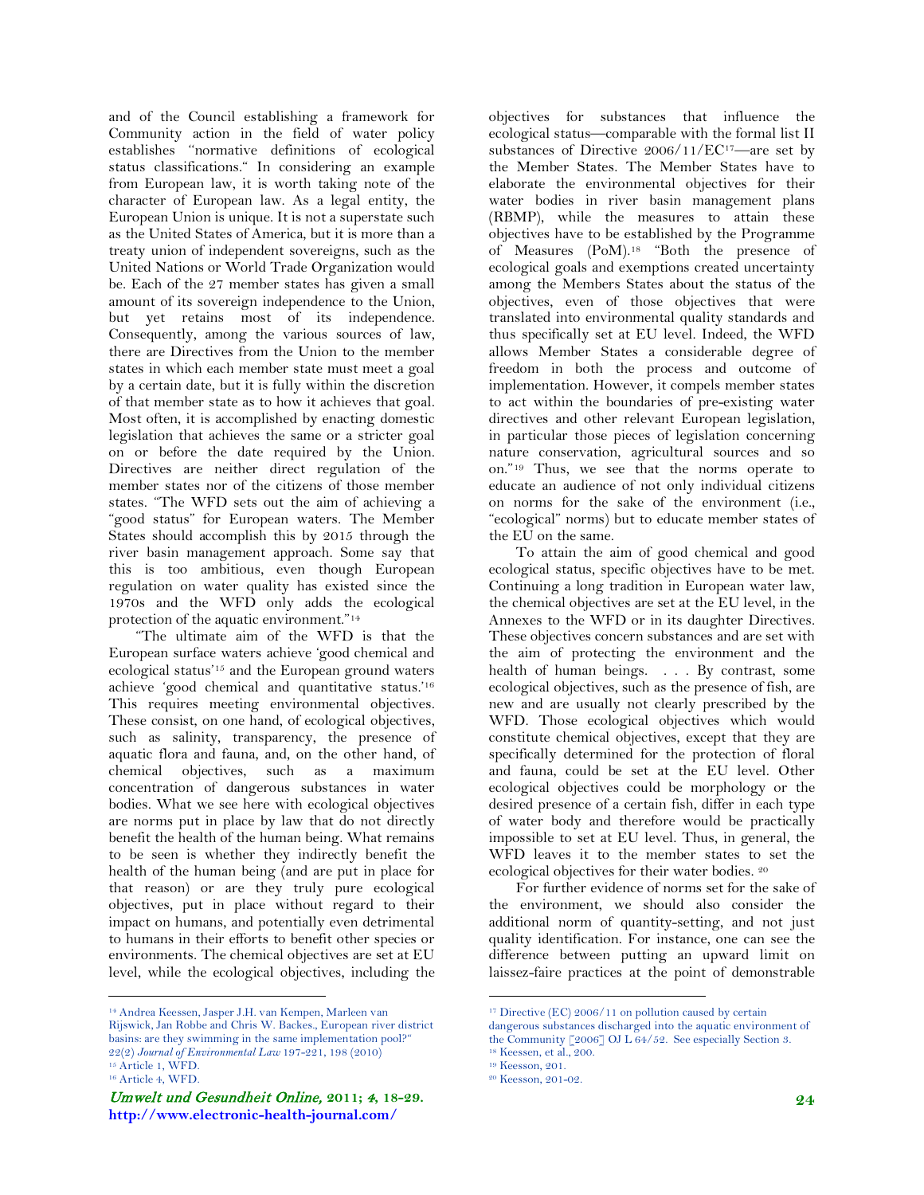and of the Council establishing a framework for Community action in the field of water policy establishes "normative definitions of ecological status classifications." In considering an example from European law, it is worth taking note of the character of European law. As a legal entity, the European Union is unique. It is not a superstate such as the United States of America, but it is more than a treaty union of independent sovereigns, such as the United Nations or World Trade Organization would be. Each of the 27 member states has given a small amount of its sovereign independence to the Union, but yet retains most of its independence. Consequently, among the various sources of law, there are Directives from the Union to the member states in which each member state must meet a goal by a certain date, but it is fully within the discretion of that member state as to how it achieves that goal. Most often, it is accomplished by enacting domestic legislation that achieves the same or a stricter goal on or before the date required by the Union. Directives are neither direct regulation of the member states nor of the citizens of those member states. "The WFD sets out the aim of achieving a "good status" for European waters. The Member States should accomplish this by 2015 through the river basin management approach. Some say that this is too ambitious, even though European regulation on water quality has existed since the 1970s and the WFD only adds the ecological protection of the aquatic environment."[14]

"The ultimate aim of the WFD is that the European surface waters achieve 'good chemical and ecological status'[15] and the European ground waters achieve 'good chemical and quantitative status.'[16] This requires meeting environmental objectives. These consist, on one hand, of ecological objectives, such as salinity, transparency, the presence of aquatic flora and fauna, and, on the other hand, of chemical objectives, such as a maximum concentration of dangerous substances in water bodies. What we see here with ecological objectives are norms put in place by law that do not directly benefit the health of the human being. What remains to be seen is whether they indirectly benefit the health of the human being (and are put in place for that reason) or are they truly pure ecological objectives, put in place without regard to their impact on humans, and potentially even detrimental to humans in their efforts to benefit other species or environments. The chemical objectives are set at EU level, while the ecological objectives, including the objectives for substances that influence the ecological status—comparable with the formal list II substances of Directive 2006/11/EC[17]—are set by the Member States. The Member States have to elaborate the environmental objectives for their water bodies in river basin management plans (RBMP), while the measures to attain these objectives have to be established by the Programme of Measures (PoM).[18] "Both the presence of ecological goals and exemptions created uncertainty among the Members States about the status of the objectives, even of those objectives that were translated into environmental quality standards and thus specifically set at EU level. Indeed, the WFD allows Member States a considerable degree of freedom in both the process and outcome of implementation. However, it compels member states to act within the boundaries of pre-existing water directives and other relevant European legislation, in particular those pieces of legislation concerning nature conservation, agricultural sources and so on."[19] Thus, we see that the norms operate to educate an audience of not only individual citizens on norms for the sake of the environment (i.e., "ecological" norms) but to educate member states of the EU on the same.

To attain the aim of good chemical and good ecological status, specific objectives have to be met. Continuing a long tradition in European water law, the chemical objectives are set at the EU level, in the Annexes to the WFD or in its daughter Directives. These objectives concern substances and are set with the aim of protecting the environment and the health of human beings. . . . By contrast, some ecological objectives, such as the presence of fish, are new and are usually not clearly prescribed by the WFD. Those ecological objectives which would constitute chemical objectives, except that they are specifically determined for the protection of floral and fauna, could be set at the EU level. Other ecological objectives could be morphology or the desired presence of a certain fish, differ in each type of water body and therefore would be practically impossible to set at EU level. Thus, in general, the WFD leaves it to the member states to set the ecological objectives for their water bodies.[20]

For further evidence of norms set for the sake of the environment, we should also consider the additional norm of quantity-setting, and not just quality identification. For instance, one can see the difference between putting an upward limit on laissez-faire practices at the point of demonstrable

---

[14] Andrea Keessen, Jasper J.H. van Kempen, Marleen van Rijswick, Jan Robbe and Chris W. Backes., European river district basins: are they swimming in the same implementation pool?" 22(2) *Journal of Environmental Law* 197-221, 198 (2010)

[15] Article 1, WFD.

[16] Article 4, WFD.

[17] Directive (EC) 2006/11 on pollution caused by certain dangerous substances discharged into the aquatic environment of the Community [2006] OJ L 64/52. See especially Section 3.

[18] Keessen, et al., 200.

[19] Keesson, 201.

[20] Keesson, 201-02.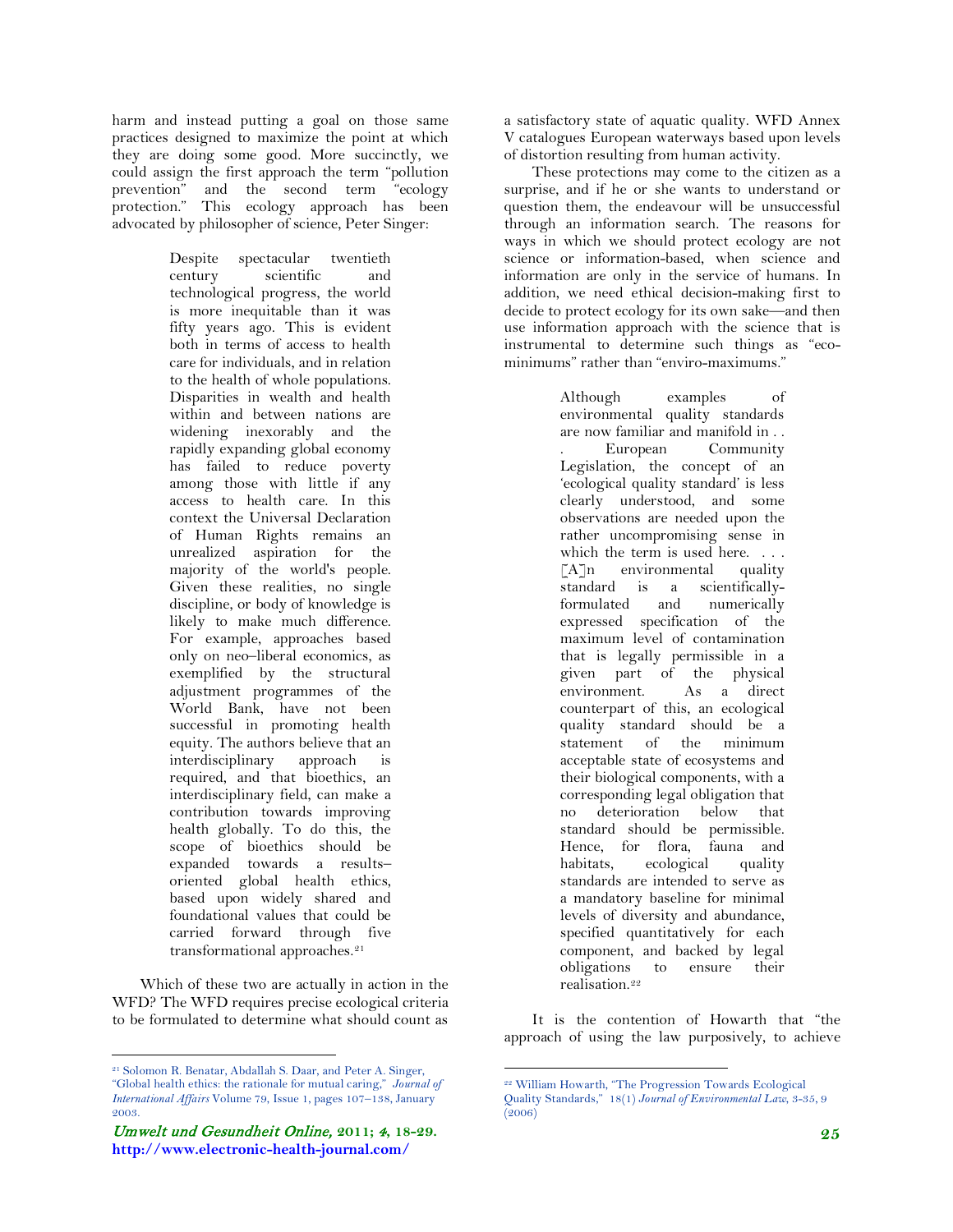harm and instead putting a goal on those same practices designed to maximize the point at which they are doing some good. More succinctly, we could assign the first approach the term "pollution prevention" and the second term "ecology protection." This ecology approach has been advocated by philosopher of science, Peter Singer:

> Despite spectacular twentieth century scientific and technological progress, the world is more inequitable than it was fifty years ago. This is evident both in terms of access to health care for individuals, and in relation to the health of whole populations. Disparities in wealth and health within and between nations are widening inexorably and the rapidly expanding global economy has failed to reduce poverty among those with little if any access to health care. In this context the Universal Declaration of Human Rights remains an unrealized aspiration for the majority of the world's people. Given these realities, no single discipline, or body of knowledge is likely to make much difference. For example, approaches based only on neo–liberal economics, as exemplified by the structural adjustment programmes of the World Bank, have not been successful in promoting health equity. The authors believe that an interdisciplinary approach is required, and that bioethics, an interdisciplinary field, can make a contribution towards improving health globally. To do this, the scope of bioethics should be expanded towards a results–oriented global health ethics, based upon widely shared and foundational values that could be carried forward through five transformational approaches.[21]

Which of these two are actually in action in the WFD? The WFD requires precise ecological criteria to be formulated to determine what should count as a satisfactory state of aquatic quality. WFD Annex V catalogues European waterways based upon levels of distortion resulting from human activity.

These protections may come to the citizen as a surprise, and if he or she wants to understand or question them, the endeavour will be unsuccessful through an information search. The reasons for ways in which we should protect ecology are not science or information-based, when science and information are only in the service of humans. In addition, we need ethical decision-making first to decide to protect ecology for its own sake—and then use information approach with the science that is instrumental to determine such things as "eco-minimums" rather than "enviro-maximums."

> Although examples of environmental quality standards are now familiar and manifold in . . . European Community Legislation, the concept of an 'ecological quality standard' is less clearly understood, and some observations are needed upon the rather uncompromising sense in which the term is used here. . . . [A]n environmental quality standard is a scientifically-formulated and numerically expressed specification of the maximum level of contamination that is legally permissible in a given part of the physical environment. As a direct counterpart of this, an ecological quality standard should be a statement of the minimum acceptable state of ecosystems and their biological components, with a corresponding legal obligation that no deterioration below that standard should be permissible. Hence, for flora, fauna and habitats, ecological quality standards are intended to serve as a mandatory baseline for minimal levels of diversity and abundance, specified quantitatively for each component, and backed by legal obligations to ensure their realisation.[22]

It is the contention of Howarth that "the approach of using the law purposively, to achieve

---

[21] Solomon R. Benatar, Abdallah S. Daar, and Peter A. Singer, "Global health ethics: the rationale for mutual caring," *Journal of International Affairs* Volume 79, Issue 1, pages 107–138, January 2003.

[22] William Howarth, "The Progression Towards Ecological Quality Standards," 18(1) *Journal of Environmental Law*, 3-35, 9 (2006)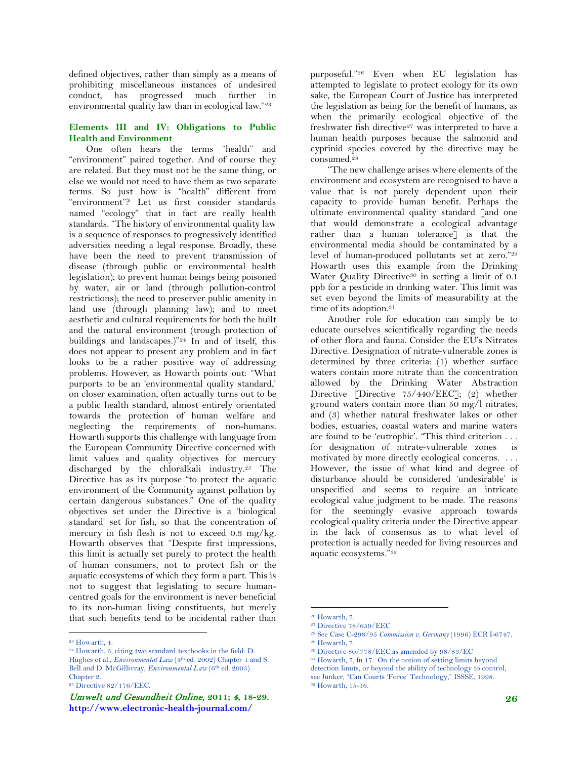defined objectives, rather than simply as a means of prohibiting miscellaneous instances of undesired conduct, has progressed much further in environmental quality law than in ecological law."[23]

### Elements III and IV: Obligations to Public Health and Environment

One often hears the terms "health" and "environment" paired together. And of course they are related. But they must not be the same thing, or else we would not need to have them as two separate terms. So just how is "health" different from "environment"? Let us first consider standards named "ecology" that in fact are really health standards. "The history of environmental quality law is a sequence of responses to progressively identified adversities needing a legal response. Broadly, these have been the need to prevent transmission of disease (through public or environmental health legislation); to prevent human beings being poisoned by water, air or land (through pollution-control restrictions); the need to preserver public amenity in land use (through planning law); and to meet aesthetic and cultural requirements for both the built and the natural environment (trough protection of buildings and landscapes.)"[24] In and of itself, this does not appear to present any problem and in fact looks to be a rather positive way of addressing problems. However, as Howarth points out: "What purports to be an 'environmental quality standard,' on closer examination, often actually turns out to be a public health standard, almost entirely orientated towards the protection of human welfare and neglecting the requirements of non-humans. Howarth supports this challenge with language from the European Community Directive concerned with limit values and quality objectives for mercury discharged by the chloralkali industry.[25] The Directive has as its purpose "to protect the aquatic environment of the Community against pollution by certain dangerous substances." One of the quality objectives set under the Directive is a 'biological standard' set for fish, so that the concentration of mercury in fish flesh is not to exceed 0.3 mg/kg. Howarth observes that "Despite first impressions, this limit is actually set purely to protect the health of human consumers, not to protect fish or the aquatic ecosystems of which they form a part. This is not to suggest that legislating to secure human-centred goals for the environment is never beneficial to its non-human living constituents, but merely that such benefits tend to be incidental rather than purposeful."[26] Even when EU legislation has attempted to legislate to protect ecology for its own sake, the European Court of Justice has interpreted the legislation as being for the benefit of humans, as when the primarily ecological objective of the freshwater fish directive[27] was interpreted to have a human health purposes because the salmonid and cyprinid species covered by the directive may be consumed.[28]

"The new challenge arises where elements of the environment and ecosystem are recognised to have a value that is not purely dependent upon their capacity to provide human benefit. Perhaps the ultimate environmental quality standard [and one that would demonstrate a ecological advantage rather than a human tolerance] is that the environmental media should be contaminated by a level of human-produced pollutants set at zero."[29] Howarth uses this example from the Drinking Water Quality Directive[30] in setting a limit of 0.1 ppb for a pesticide in drinking water. This limit was set even beyond the limits of measurability at the time of its adoption.[31]

Another role for education can simply be to educate ourselves scientifically regarding the needs of other flora and fauna. Consider the EU's Nitrates Directive. Designation of nitrate-vulnerable zones is determined by three criteria: (1) whether surface waters contain more nitrate than the concentration allowed by the Drinking Water Abstraction Directive [Directive 75/440/EEC]; (2) whether ground waters contain more than 50 mg/l nitrates; and (3) whether natural freshwater lakes or other bodies, estuaries, coastal waters and marine waters are found to be 'eutrophic'. "This third criterion . . . for designation of nitrate-vulnerable zones is motivated by more directly ecological concerns. . . . However, the issue of what kind and degree of disturbance should be considered 'undesirable' is unspecified and seems to require an intricate ecological value judgment to be made. The reasons for the seemingly evasive approach towards ecological quality criteria under the Directive appear in the lack of consensus as to what level of protection is actually needed for living resources and aquatic ecosystems."[32]

---

[23] Howarth, 4.

[24] Howarth, 5, citing two standard textbooks in the field: D. Hughes et al., *Environmental Law* (4th ed. 2002) Chapter 1 and S. Bell and D. McGillivray, *Environmental Law* (6th ed. 2005) Chapter 2.

[25] Directive 82/176/EEC.

[26] Howarth, 7.

[27] Directive 78/659/EEC

[28] See Case C-298/95 *Commission v. Germany* (1996) ECR I-6747.

[29] Howarth, 7.

[30] Directive 80/778/EEC as amended by 98/83/EC

[31] Howarth, 7, fn 17. On the notion of setting limits beyond detection limits, or beyond the ability of technology to control, see Junker, "Can Courts 'Force' Technology," ISSSE, 1998.

[32] Howarth, 15-16.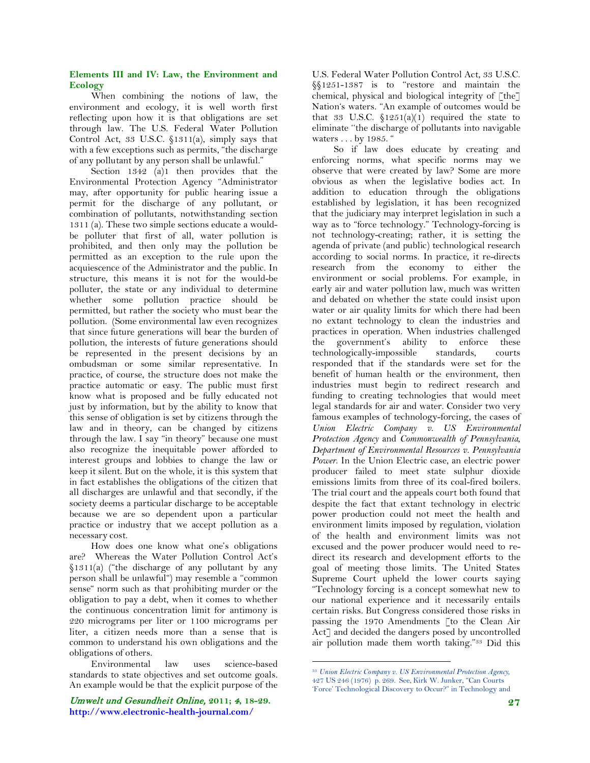### Elements III and IV: Law, the Environment and Ecology

When combining the notions of law, the environment and ecology, it is well worth first reflecting upon how it is that obligations are set through law. The U.S. Federal Water Pollution Control Act, 33 U.S.C. §1311(a), simply says that with a few exceptions such as permits, "the discharge of any pollutant by any person shall be unlawful."

Section 1342 (a)1 then provides that the Environmental Protection Agency "Administrator may, after opportunity for public hearing issue a permit for the discharge of any pollutant, or combination of pollutants, notwithstanding section 1311 (a). These two simple sections educate a would-be polluter that first of all, water pollution is prohibited, and then only may the pollution be permitted as an exception to the rule upon the acquiescence of the Administrator and the public. In structure, this means it is not for the would-be polluter, the state or any individual to determine whether some pollution practice should be permitted, but rather the society who must bear the pollution. (Some environmental law even recognizes that since future generations will bear the burden of pollution, the interests of future generations should be represented in the present decisions by an ombudsman or some similar representative. In practice, of course, the structure does not make the practice automatic or easy. The public must first know what is proposed and be fully educated not just by information, but by the ability to know that this sense of obligation is set by citizens through the law and in theory, can be changed by citizens through the law. I say "in theory" because one must also recognize the inequitable power afforded to interest groups and lobbies to change the law or keep it silent. But on the whole, it is this system that in fact establishes the obligations of the citizen that all discharges are unlawful and that secondly, if the society deems a particular discharge to be acceptable because we are so dependent upon a particular practice or industry that we accept pollution as a necessary cost.

How does one know what one's obligations are? Whereas the Water Pollution Control Act's §1311(a) ("the discharge of any pollutant by any person shall be unlawful") may resemble a "common sense" norm such as that prohibiting murder or the obligation to pay a debt, when it comes to whether the continuous concentration limit for antimony is 220 micrograms per liter or 1100 micrograms per liter, a citizen needs more than a sense that is common to understand his own obligations and the obligations of others.

Environmental law uses science-based standards to state objectives and set outcome goals. An example would be that the explicit purpose of the U.S. Federal Water Pollution Control Act, 33 U.S.C. §§1251-1387 is to "restore and maintain the chemical, physical and biological integrity of [the] Nation's waters. "An example of outcomes would be that 33 U.S.C. §1251(a)(1) required the state to eliminate "the discharge of pollutants into navigable waters . . . by 1985. "

So if law does educate by creating and enforcing norms, what specific norms may we observe that were created by law? Some are more obvious as when the legislative bodies act. In addition to education through the obligations established by legislation, it has been recognized that the judiciary may interpret legislation in such a way as to "force technology." Technology-forcing is not technology-creating; rather, it is setting the agenda of private (and public) technological research according to social norms. In practice, it re-directs research from the economy to either the environment or social problems. For example, in early air and water pollution law, much was written and debated on whether the state could insist upon water or air quality limits for which there had been no extant technology to clean the industries and practices in operation. When industries challenged the government's ability to enforce these technologically-impossible standards, courts responded that if the standards were set for the benefit of human health or the environment, then industries must begin to redirect research and funding to creating technologies that would meet legal standards for air and water. Consider two very famous examples of technology-forcing, the cases of *Union Electric Company v. US Environmental Protection Agency* and *Commonwealth of Pennsylvania, Department of Environmental Resources v. Pennsylvania Power*. In the Union Electric case, an electric power producer failed to meet state sulphur dioxide emissions limits from three of its coal-fired boilers. The trial court and the appeals court both found that despite the fact that extant technology in electric power production could not meet the health and environment limits imposed by regulation, violation of the health and environment limits was not excused and the power producer would need to re-direct its research and development efforts to the goal of meeting those limits. The United States Supreme Court upheld the lower courts saying "Technology forcing is a concept somewhat new to our national experience and it necessarily entails certain risks. But Congress considered those risks in passing the 1970 Amendments [to the Clean Air Act] and decided the dangers posed by uncontrolled air pollution made them worth taking."[33] Did this

---

[33] *Union Electric Company v. US Environmental Protection Agency*, 427 US 246 (1976) p. 269. See, Kirk W. Junker, "Can Courts 'Force' Technological Discovery to Occur?" in Technology and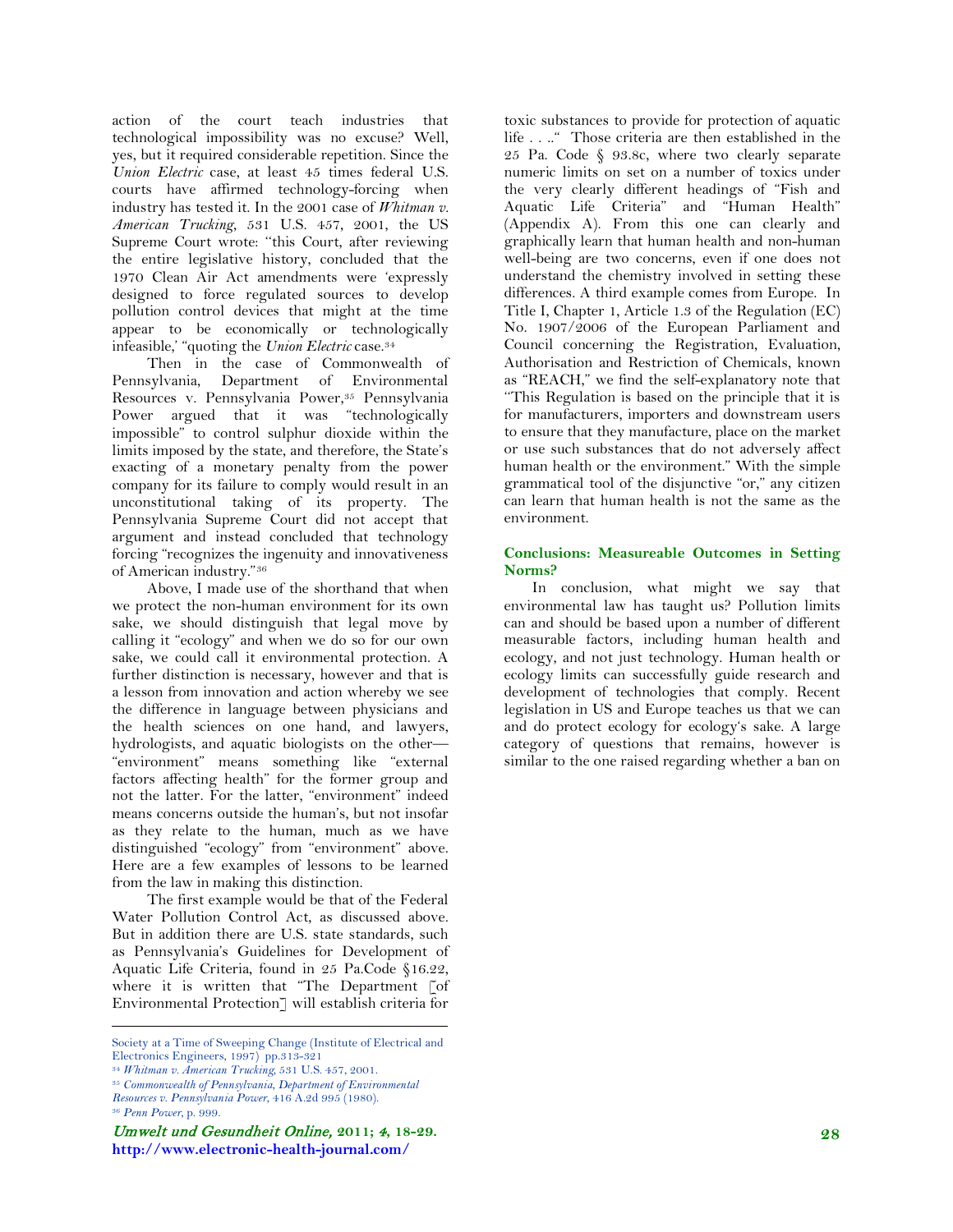action of the court teach industries that technological impossibility was no excuse? Well, yes, but it required considerable repetition. Since the *Union Electric* case, at least 45 times federal U.S. courts have affirmed technology-forcing when industry has tested it. In the 2001 case of *Whitman v. American Trucking*, 531 U.S. 457, 2001, the US Supreme Court wrote: "this Court, after reviewing the entire legislative history, concluded that the 1970 Clean Air Act amendments were 'expressly designed to force regulated sources to develop pollution control devices that might at the time appear to be economically or technologically infeasible,' "quoting the *Union Electric* case.[34]

Then in the case of Commonwealth of Pennsylvania, Department of Environmental Resources v. Pennsylvania Power,[35] Pennsylvania Power argued that it was "technologically impossible" to control sulphur dioxide within the limits imposed by the state, and therefore, the State's exacting of a monetary penalty from the power company for its failure to comply would result in an unconstitutional taking of its property. The Pennsylvania Supreme Court did not accept that argument and instead concluded that technology forcing "recognizes the ingenuity and innovativeness of American industry."[36]

Above, I made use of the shorthand that when we protect the non-human environment for its own sake, we should distinguish that legal move by calling it "ecology" and when we do so for our own sake, we could call it environmental protection. A further distinction is necessary, however and that is a lesson from innovation and action whereby we see the difference in language between physicians and the health sciences on one hand, and lawyers, hydrologists, and aquatic biologists on the other— "environment" means something like "external factors affecting health" for the former group and not the latter. For the latter, "environment" indeed means concerns outside the human's, but not insofar as they relate to the human, much as we have distinguished "ecology" from "environment" above. Here are a few examples of lessons to be learned from the law in making this distinction.

The first example would be that of the Federal Water Pollution Control Act, as discussed above. But in addition there are U.S. state standards, such as Pennsylvania's Guidelines for Development of Aquatic Life Criteria, found in 25 Pa.Code §16.22, where it is written that "The Department [of Environmental Protection] will establish criteria for toxic substances to provide for protection of aquatic life . . .." Those criteria are then established in the 25 Pa. Code § 93.8c, where two clearly separate numeric limits on set on a number of toxics under the very clearly different headings of "Fish and Aquatic Life Criteria" and "Human Health" (Appendix A). From this one can clearly and graphically learn that human health and non-human well-being are two concerns, even if one does not understand the chemistry involved in setting these differences. A third example comes from Europe. In Title I, Chapter 1, Article 1.3 of the Regulation (EC) No. 1907/2006 of the European Parliament and Council concerning the Registration, Evaluation, Authorisation and Restriction of Chemicals, known as "REACH," we find the self-explanatory note that "This Regulation is based on the principle that it is for manufacturers, importers and downstream users to ensure that they manufacture, place on the market or use such substances that do not adversely affect human health or the environment." With the simple grammatical tool of the disjunctive "or," any citizen can learn that human health is not the same as the environment.

## Conclusions: Measureable Outcomes in Setting Norms?

In conclusion, what might we say that environmental law has taught us? Pollution limits can and should be based upon a number of different measurable factors, including human health and ecology, and not just technology. Human health or ecology limits can successfully guide research and development of technologies that comply. Recent legislation in US and Europe teaches us that we can and do protect ecology for ecology's sake. A large category of questions that remains, however is similar to the one raised regarding whether a ban on

---

Society at a Time of Sweeping Change (Institute of Electrical and Electronics Engineers, 1997) pp.313-321

[34] *Whitman v. American Trucking*, 531 U.S. 457, 2001.

[35] *Commonwealth of Pennsylvania, Department of Environmental Resources v. Pennsylvania Power*, 416 A.2d 995 (1980).

[36] *Penn Power*, p. 999.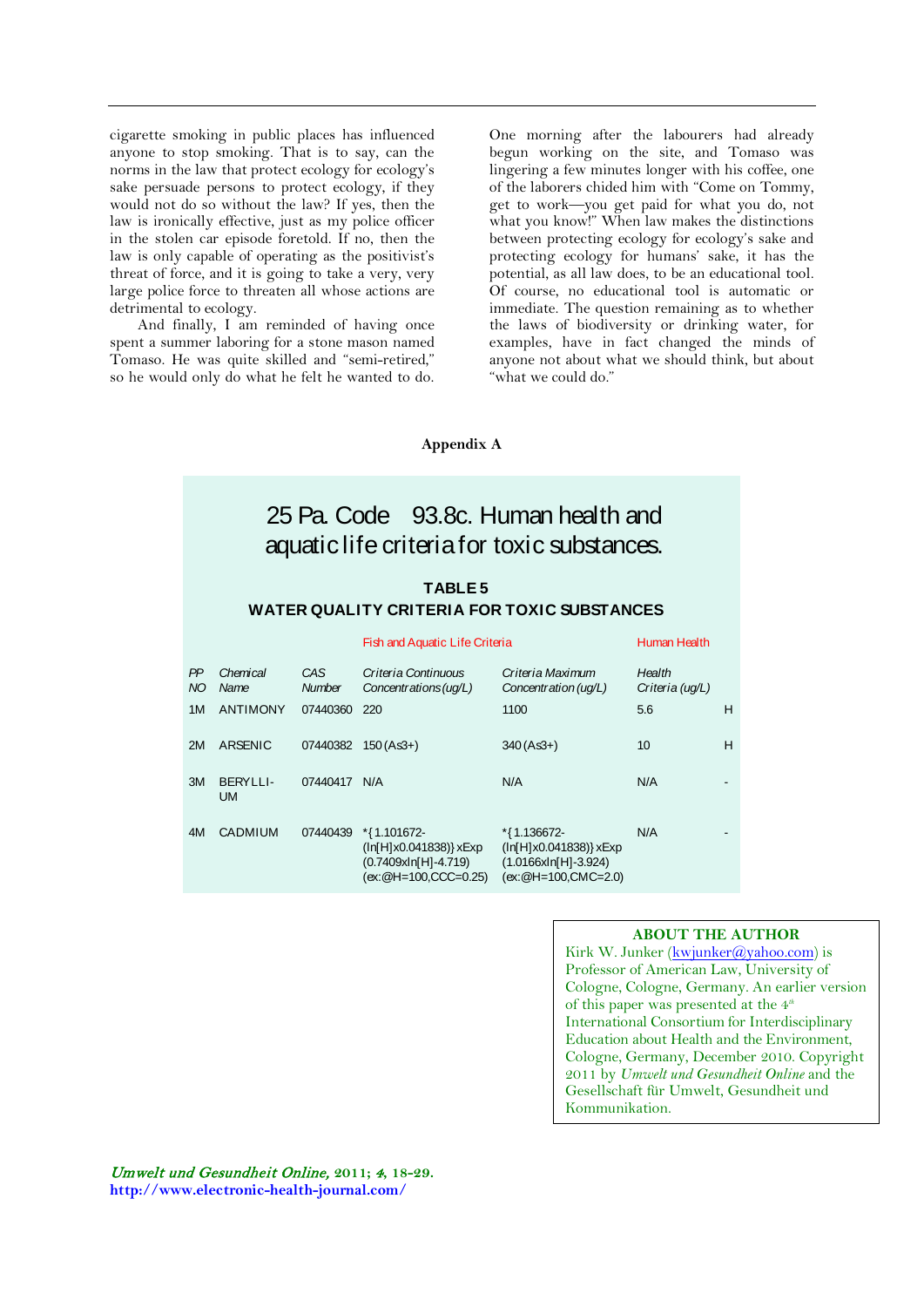cigarette smoking in public places has influenced anyone to stop smoking. That is to say, can the norms in the law that protect ecology for ecology's sake persuade persons to protect ecology, if they would not do so without the law? If yes, then the law is ironically effective, just as my police officer in the stolen car episode foretold. If no, then the law is only capable of operating as the positivist's threat of force, and it is going to take a very, very large police force to threaten all whose actions are detrimental to ecology.

And finally, I am reminded of having once spent a summer laboring for a stone mason named Tomaso. He was quite skilled and "semi-retired," so he would only do what he felt he wanted to do. One morning after the labourers had already begun working on the site, and Tomaso was lingering a few minutes longer with his coffee, one of the laborers chided him with "Come on Tommy, get to work—you get paid for what you do, not what you know!" When law makes the distinctions between protecting ecology for ecology's sake and protecting ecology for humans' sake, it has the potential, as all law does, to be an educational tool. Of course, no educational tool is automatic or immediate. The question remaining as to whether the laws of biodiversity or drinking water, for examples, have in fact changed the minds of anyone not about what we should think, but about "what we could do."

**Appendix A**

## 25 Pa. Code 93.8c. Human health and aquatic life criteria for toxic substances.

**TABLE 5**
**WATER QUALITY CRITERIA FOR TOXIC SUBSTANCES**

| | | | Fish and Aquatic Life Criteria | | Human Health | |
|---|---|---|---|---|---|---|
| *PP NO* | *Chemical Name* | *CAS Number* | *Criteria Continuous Concentrations (ug/L)* | *Criteria Maximum Concentration (ug/L)* | *Health Criteria (ug/L)* | |
| 1M | ANTIMONY | 07440360 | 220 | 1100 | 5.6 | H |
| 2M | ARSENIC | 07440382 | 150 (As3+) | 340 (As3+) | 10 | H |
| 3M | BERYLLI-UM | 07440417 | N/A | N/A | N/A | - |
| 4M | CADMIUM | 07440439 | *{1.101672-(ln[H]x0.041838)} xExp (0.7409xln[H]-4.719) (ex:@H=100,CCC=0.25) | *{1.136672-(ln[H]x0.041838)} xExp (1.0166xln[H]-3.924) (ex:@H=100,CMC=2.0) | N/A | - |

**ABOUT THE AUTHOR**

Kirk W. Junker (kwjunker@yahoo.com) is Professor of American Law, University of Cologne, Cologne, Germany. An earlier version of this paper was presented at the 4th International Consortium for Interdisciplinary Education about Health and the Environment, Cologne, Germany, December 2010. Copyright 2011 by *Umwelt und Gesundheit Online* and the Gesellschaft für Umwelt, Gesundheit und Kommunikation.